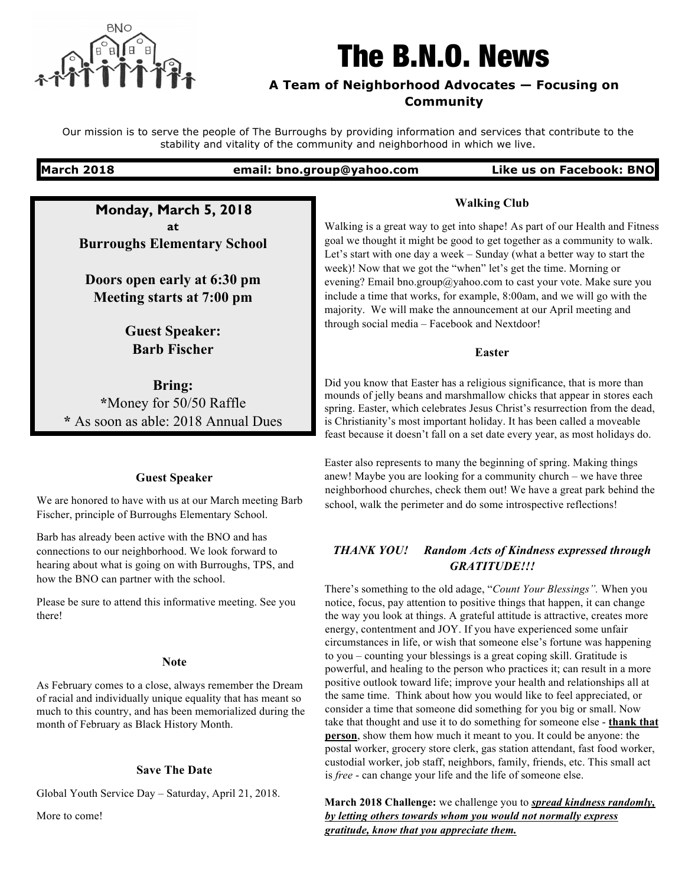# The B.N.O. News

**A Team of Neighborhood Advocates — Focusing on Community**

Our mission is to serve the people of The Burroughs by providing information and services that contribute to the stability and vitality of the community and neighborhood in which we live.

**March 2018** **email: bno.group@yahoo.com** **Like us on Facebook: BNO**

---

**Monday, March 5, 2018**
**at**
**Burroughs Elementary School**

**Doors open early at 6:30 pm**
**Meeting starts at 7:00 pm**

**Guest Speaker:**
**Barb Fischer**

**Bring:**
***Money for 50/50 Raffle**
*** As soon as able: 2018 Annual Dues**

---

### Guest Speaker

We are honored to have with us at our March meeting Barb Fischer, principle of Burroughs Elementary School.

Barb has already been active with the BNO and has connections to our neighborhood. We look forward to hearing about what is going on with Burroughs, TPS, and how the BNO can partner with the school.

Please be sure to attend this informative meeting. See you there!

### Note

As February comes to a close, always remember the Dream of racial and individually unique equality that has meant so much to this country, and has been memorialized during the month of February as Black History Month.

### Save The Date

Global Youth Service Day – Saturday, April 21, 2018.

More to come!

### Walking Club

Walking is a great way to get into shape! As part of our Health and Fitness goal we thought it might be good to get together as a community to walk. Let's start with one day a week – Sunday (what a better way to start the week)! Now that we got the "when" let's get the time. Morning or evening? Email bno.group@yahoo.com to cast your vote. Make sure you include a time that works, for example, 8:00am, and we will go with the majority. We will make the announcement at our April meeting and through social media – Facebook and Nextdoor!

### Easter

Did you know that Easter has a religious significance, that is more than mounds of jelly beans and marshmallow chicks that appear in stores each spring. Easter, which celebrates Jesus Christ's resurrection from the dead, is Christianity's most important holiday. It has been called a moveable feast because it doesn't fall on a set date every year, as most holidays do.

Easter also represents to many the beginning of spring. Making things anew! Maybe you are looking for a community church – we have three neighborhood churches, check them out! We have a great park behind the school, walk the perimeter and do some introspective reflections!

### *THANK YOU! Random Acts of Kindness expressed through GRATITUDE!!!*

There's something to the old adage, "*Count Your Blessings".* When you notice, focus, pay attention to positive things that happen, it can change the way you look at things. A grateful attitude is attractive, creates more energy, contentment and JOY. If you have experienced some unfair circumstances in life, or wish that someone else's fortune was happening to you – counting your blessings is a great coping skill. Gratitude is powerful, and healing to the person who practices it; can result in a more positive outlook toward life; improve your health and relationships all at the same time. Think about how you would like to feel appreciated, or consider a time that someone did something for you big or small. Now take that thought and use it to do something for someone else - **thank that person**, show them how much it meant to you. It could be anyone: the postal worker, grocery store clerk, gas station attendant, fast food worker, custodial worker, job staff, neighbors, family, friends, etc. This small act is *free* - can change your life and the life of someone else.

**March 2018 Challenge:** we challenge you to ***spread kindness randomly, by letting others towards whom you would not normally express gratitude, know that you appreciate them.***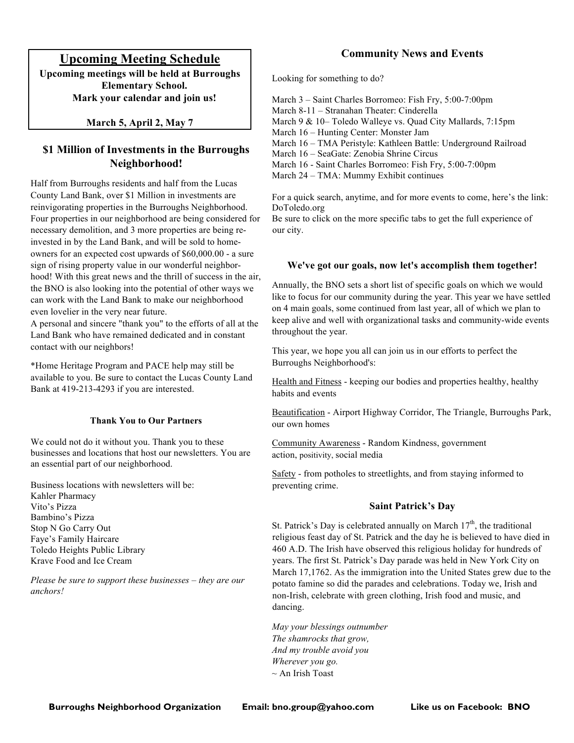## Upcoming Meeting Schedule

**Upcoming meetings will be held at Burroughs Elementary School.**
**Mark your calendar and join us!**

**March 5, April 2, May 7**

## $1 Million of Investments in the Burroughs Neighborhood!

Half from Burroughs residents and half from the Lucas County Land Bank, over $1 Million in investments are reinvigorating properties in the Burroughs Neighborhood. Four properties in our neighborhood are being considered for necessary demolition, and 3 more properties are being re-invested in by the Land Bank, and will be sold to home-owners for an expected cost upwards of $60,000.00 - a sure sign of rising property value in our wonderful neighbor-hood! With this great news and the thrill of success in the air, the BNO is also looking into the potential of other ways we can work with the Land Bank to make our neighborhood even lovelier in the very near future.
A personal and sincere "thank you" to the efforts of all at the Land Bank who have remained dedicated and in constant contact with our neighbors!

*Home Heritage Program and PACE help may still be available to you. Be sure to contact the Lucas County Land Bank at 419-213-4293 if you are interested.

#### Thank You to Our Partners

We could not do it without you. Thank you to these businesses and locations that host our newsletters. You are an essential part of our neighborhood.

Business locations with newsletters will be:
Kahler Pharmacy
Vito's Pizza
Bambino's Pizza
Stop N Go Carry Out
Faye's Family Haircare
Toledo Heights Public Library
Krave Food and Ice Cream

*Please be sure to support these businesses – they are our anchors!*

## Community News and Events

Looking for something to do?

March 3 – Saint Charles Borromeo: Fish Fry, 5:00-7:00pm
March 8-11 – Stranahan Theater: Cinderella
March 9 & 10– Toledo Walleye vs. Quad City Mallards, 7:15pm
March 16 – Hunting Center: Monster Jam
March 16 – TMA Peristyle: Kathleen Battle: Underground Railroad
March 16 – SeaGate: Zenobia Shrine Circus
March 16 - Saint Charles Borromeo: Fish Fry, 5:00-7:00pm
March 24 – TMA: Mummy Exhibit continues

For a quick search, anytime, and for more events to come, here's the link: DoToledo.org
Be sure to click on the more specific tabs to get the full experience of our city.

#### We've got our goals, now let's accomplish them together!

Annually, the BNO sets a short list of specific goals on which we would like to focus for our community during the year. This year we have settled on 4 main goals, some continued from last year, all of which we plan to keep alive and well with organizational tasks and community-wide events throughout the year.

This year, we hope you all can join us in our efforts to perfect the Burroughs Neighborhood's:

<u>Health and Fitness</u> - keeping our bodies and properties healthy, healthy habits and events

<u>Beautification</u> - Airport Highway Corridor, The Triangle, Burroughs Park, our own homes

<u>Community Awareness</u> - Random Kindness, government action, positivity, social media

<u>Safety</u> - from potholes to streetlights, and from staying informed to preventing crime.

### Saint Patrick's Day

St. Patrick's Day is celebrated annually on March 17th, the traditional religious feast day of St. Patrick and the day he is believed to have died in 460 A.D. The Irish have observed this religious holiday for hundreds of years. The first St. Patrick's Day parade was held in New York City on March 17,1762. As the immigration into the United States grew due to the potato famine so did the parades and celebrations. Today we, Irish and non-Irish, celebrate with green clothing, Irish food and music, and dancing.

*May your blessings outnumber*
*The shamrocks that grow,*
*And my trouble avoid you*
*Wherever you go.*
~ An Irish Toast

**Burroughs Neighborhood Organization** **Email: bno.group@yahoo.com** **Like us on Facebook: BNO**